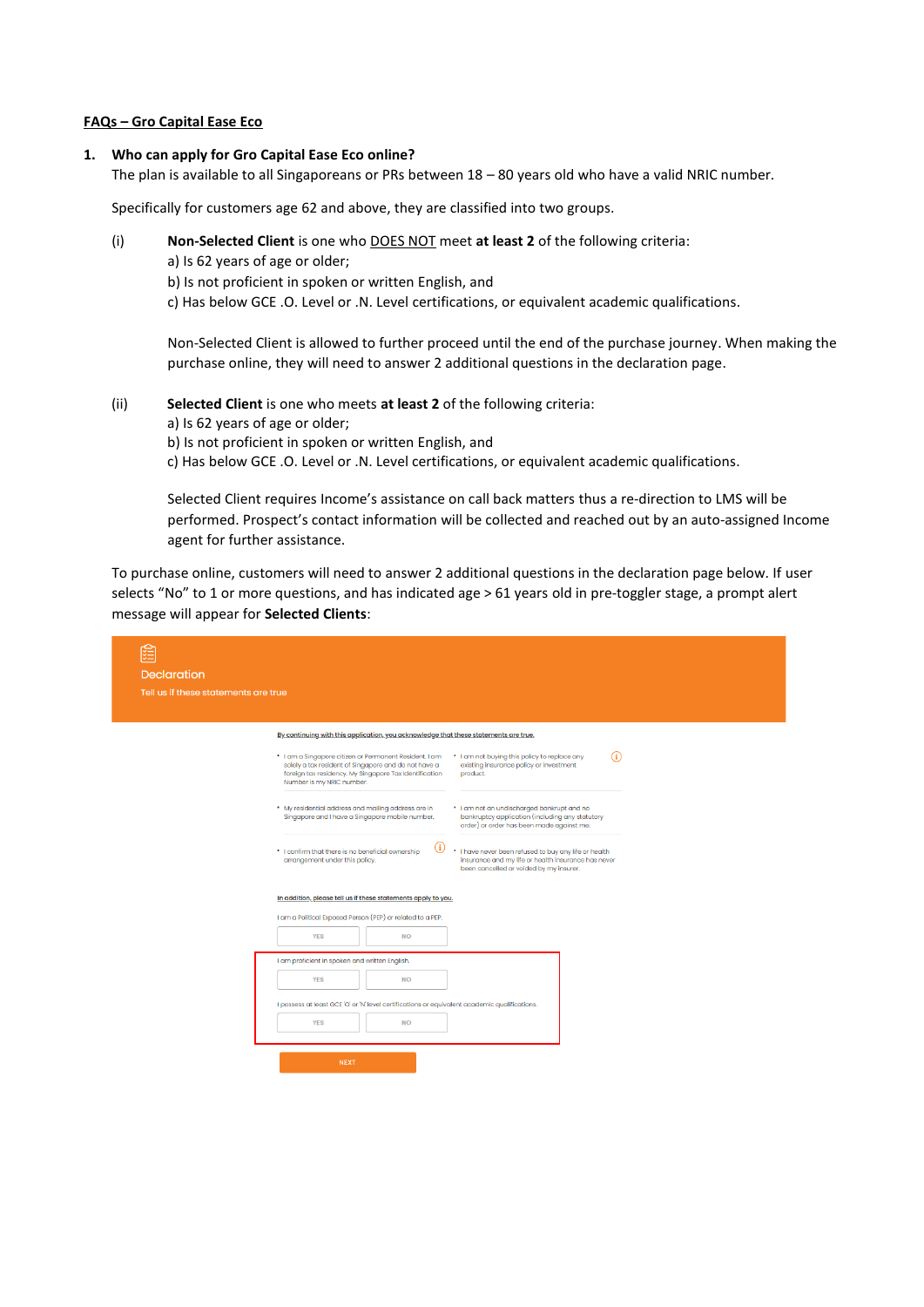**<u>FAQs – Gro Capital Ease Eco</u>**

1. **Who can apply for Gro Capital Ease Eco online?**

   The plan is available to all Singaporeans or PRs between 18 – 80 years old who have a valid NRIC number.

   Specifically for customers age 62 and above, they are classified into two groups.

   (i) **Non-Selected Client** is one who <u>DOES NOT</u> meet **at least 2** of the following criteria:
   a) Is 62 years of age or older;
   b) Is not proficient in spoken or written English, and
   c) Has below GCE .O. Level or .N. Level certifications, or equivalent academic qualifications.

   Non-Selected Client is allowed to further proceed until the end of the purchase journey. When making the purchase online, they will need to answer 2 additional questions in the declaration page.

   (ii) **Selected Client** is one who meets **at least 2** of the following criteria:
   a) Is 62 years of age or older;
   b) Is not proficient in spoken or written English, and
   c) Has below GCE .O. Level or .N. Level certifications, or equivalent academic qualifications.

   Selected Client requires Income's assistance on call back matters thus a re-direction to LMS will be performed. Prospect's contact information will be collected and reached out by an auto-assigned Income agent for further assistance.

   To purchase online, customers will need to answer 2 additional questions in the declaration page below. If user selects "No" to 1 or more questions, and has indicated age > 61 years old in pre-toggler stage, a prompt alert message will appear for **Selected Clients**:

Declaration

Tell us if these statements are true

<u>By continuing with this application, you acknowledge that these statements are true.</u>

- I am a Singapore citizen or Permanent Resident. I am solely a tax resident of Singapore and do not have a foreign tax residency. My Singapore Tax Identification Number is my NRIC number.
- I am not buying this policy to replace any existing insurance policy or investment product.
- My residential address and mailing address are in Singapore and I have a Singapore mobile number.
- I am not an undischarged bankrupt and no bankruptcy application (including any statutory order) or order has been made against me.
- I confirm that there is no beneficial ownership arrangement under this policy.
- I have never been refused to buy any life or health insurance and my life or health insurance has never been cancelled or voided by my insurer.

<u>In addition, please tell us if these statements apply to you.</u>

I am a Political Exposed Person (PEP) or related to a PEP.

YES | NO

I am proficient in spoken and written English.

YES | NO

I possess at least GCE 'O' or 'N' level certifications or equivalent academic qualifications.

YES | NO

NEXT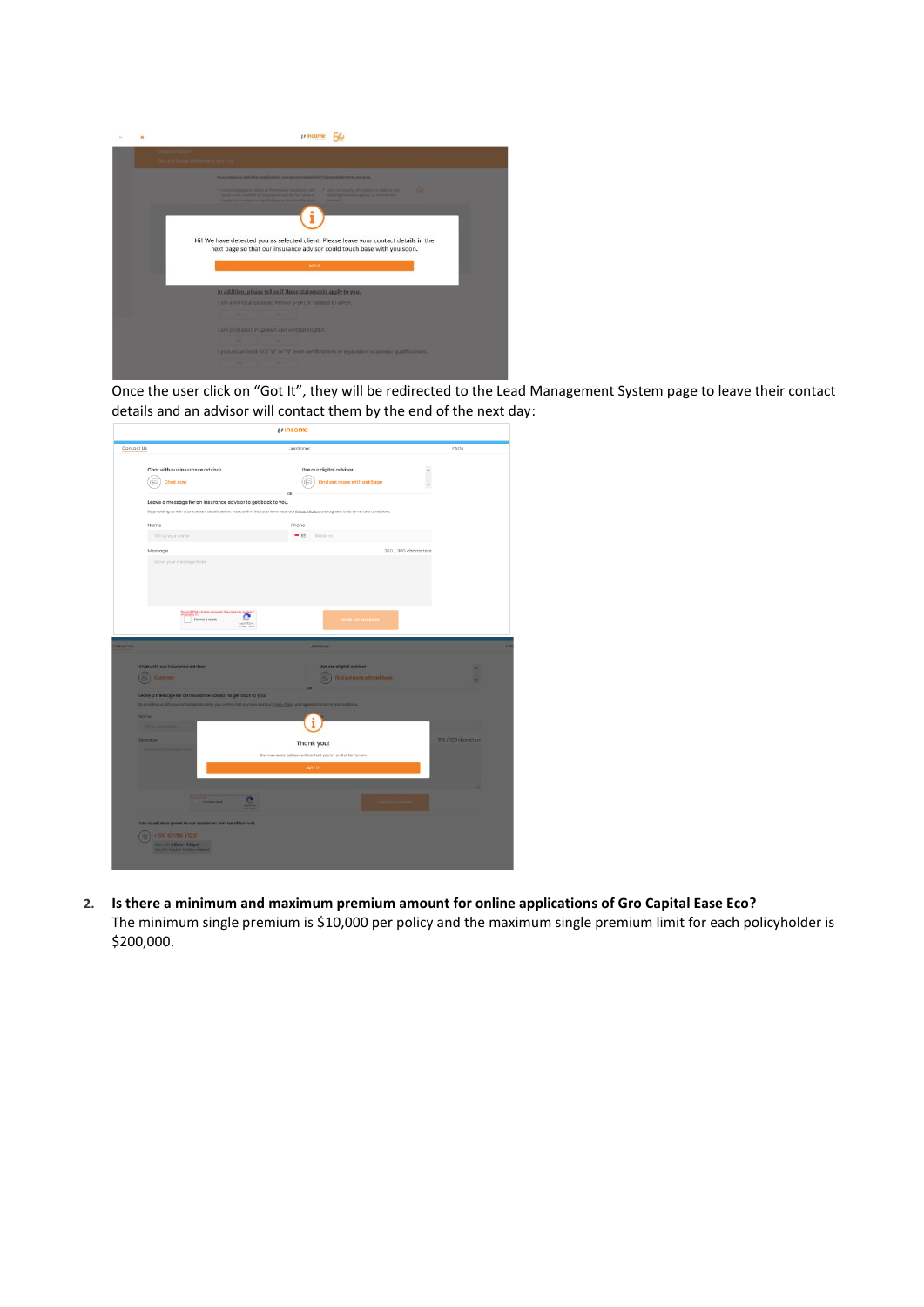Once the user click on "Got It", they will be redirected to the Lead Management System page to leave their contact details and an advisor will contact them by the end of the next day:

2. **Is there a minimum and maximum premium amount for online applications of Gro Capital Ease Eco?**
   The minimum single premium is $10,000 per policy and the maximum single premium limit for each policyholder is $200,000.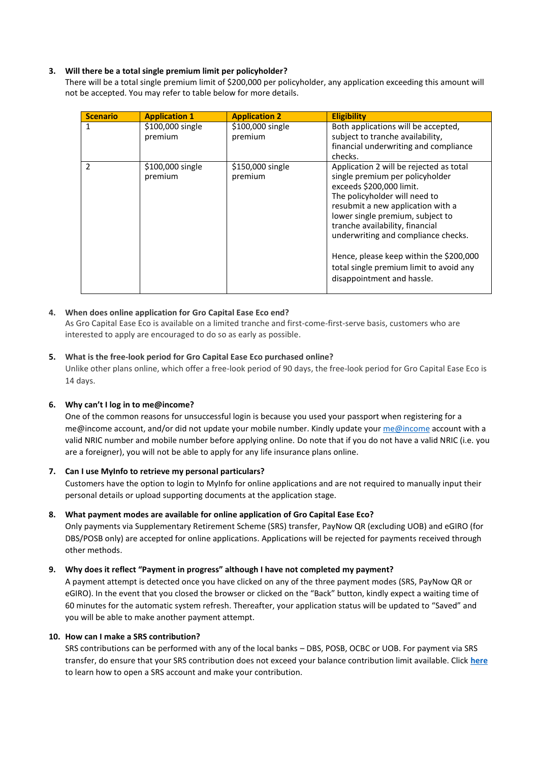3. **Will there be a total single premium limit per policyholder?**
   There will be a total single premium limit of $200,000 per policyholder, any application exceeding this amount will not be accepted. You may refer to table below for more details.

| Scenario | Application 1 | Application 2 | Eligibility |
| --- | --- | --- | --- |
| 1 | $100,000 single premium | $100,000 single premium | Both applications will be accepted, subject to tranche availability, financial underwriting and compliance checks. |
| 2 | $100,000 single premium | $150,000 single premium | Application 2 will be rejected as total single premium per policyholder exceeds $200,000 limit. The policyholder will need to resubmit a new application with a lower single premium, subject to tranche availability, financial underwriting and compliance checks. <br><br> Hence, please keep within the $200,000 total single premium limit to avoid any disappointment and hassle. |

4. **When does online application for Gro Capital Ease Eco end?**
   As Gro Capital Ease Eco is available on a limited tranche and first-come-first-serve basis, customers who are interested to apply are encouraged to do so as early as possible.

5. **What is the free-look period for Gro Capital Ease Eco purchased online?**
   Unlike other plans online, which offer a free-look period of 90 days, the free-look period for Gro Capital Ease Eco is 14 days.

6. **Why can't I log in to me@income?**
   One of the common reasons for unsuccessful login is because you used your passport when registering for a me@income account, and/or did not update your mobile number. Kindly update your me@income account with a valid NRIC number and mobile number before applying online. Do note that if you do not have a valid NRIC (i.e. you are a foreigner), you will not be able to apply for any life insurance plans online.

7. **Can I use MyInfo to retrieve my personal particulars?**
   Customers have the option to login to MyInfo for online applications and are not required to manually input their personal details or upload supporting documents at the application stage.

8. **What payment modes are available for online application of Gro Capital Ease Eco?**
   Only payments via Supplementary Retirement Scheme (SRS) transfer, PayNow QR (excluding UOB) and eGIRO (for DBS/POSB only) are accepted for online applications. Applications will be rejected for payments received through other methods.

9. **Why does it reflect "Payment in progress" although I have not completed my payment?**
   A payment attempt is detected once you have clicked on any of the three payment modes (SRS, PayNow QR or eGIRO). In the event that you closed the browser or clicked on the "Back" button, kindly expect a waiting time of 60 minutes for the automatic system refresh. Thereafter, your application status will be updated to "Saved" and you will be able to make another payment attempt.

10. **How can I make a SRS contribution?**
    SRS contributions can be performed with any of the local banks – DBS, POSB, OCBC or UOB. For payment via SRS transfer, do ensure that your SRS contribution does not exceed your balance contribution limit available. Click **here** to learn how to open a SRS account and make your contribution.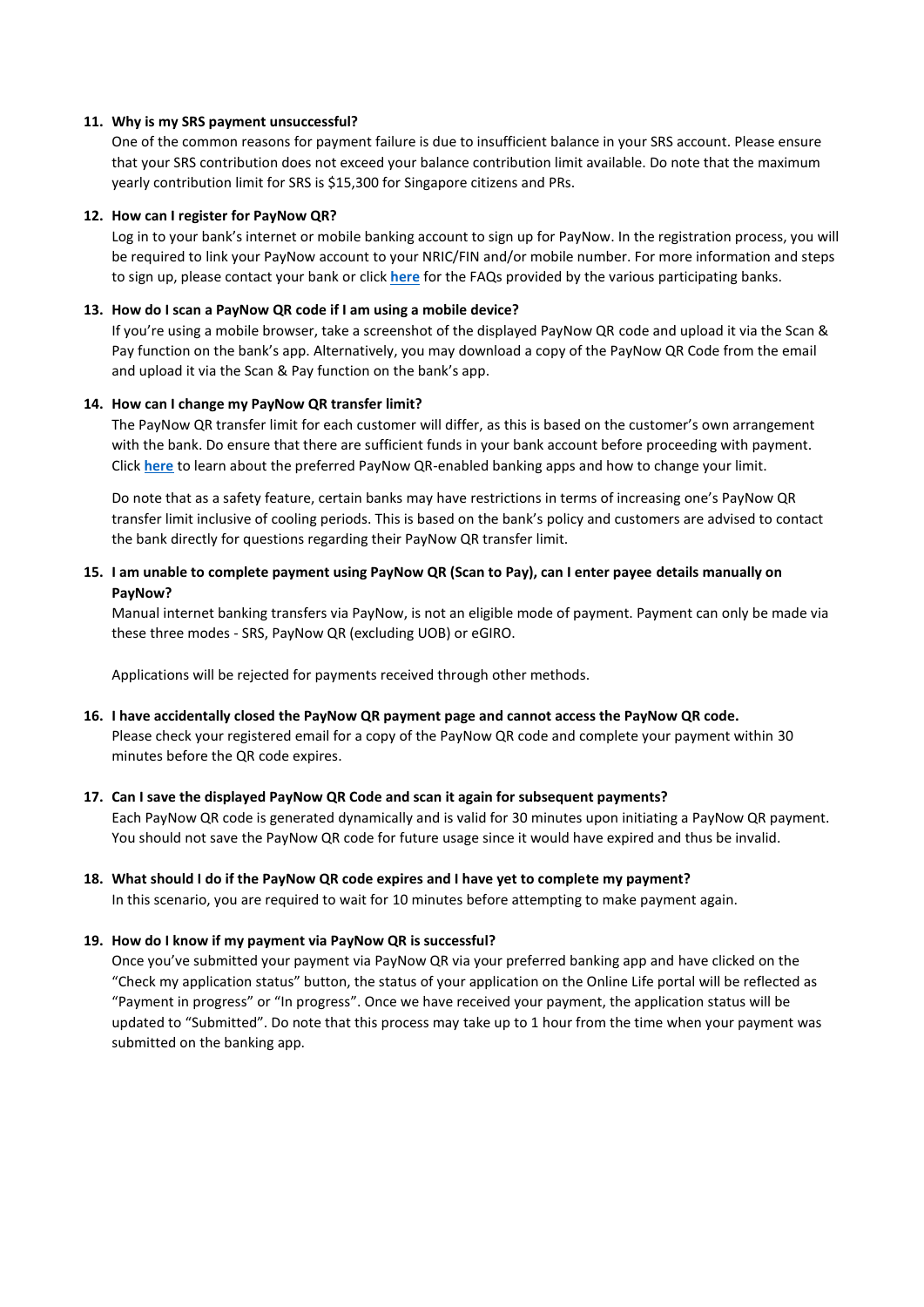11. **Why is my SRS payment unsuccessful?**

    One of the common reasons for payment failure is due to insufficient balance in your SRS account. Please ensure that your SRS contribution does not exceed your balance contribution limit available. Do note that the maximum yearly contribution limit for SRS is $15,300 for Singapore citizens and PRs.

12. **How can I register for PayNow QR?**

    Log in to your bank's internet or mobile banking account to sign up for PayNow. In the registration process, you will be required to link your PayNow account to your NRIC/FIN and/or mobile number. For more information and steps to sign up, please contact your bank or click **here** for the FAQs provided by the various participating banks.

13. **How do I scan a PayNow QR code if I am using a mobile device?**

    If you're using a mobile browser, take a screenshot of the displayed PayNow QR code and upload it via the Scan & Pay function on the bank's app. Alternatively, you may download a copy of the PayNow QR Code from the email and upload it via the Scan & Pay function on the bank's app.

14. **How can I change my PayNow QR transfer limit?**

    The PayNow QR transfer limit for each customer will differ, as this is based on the customer's own arrangement with the bank. Do ensure that there are sufficient funds in your bank account before proceeding with payment. Click **here** to learn about the preferred PayNow QR-enabled banking apps and how to change your limit.

    Do note that as a safety feature, certain banks may have restrictions in terms of increasing one's PayNow QR transfer limit inclusive of cooling periods. This is based on the bank's policy and customers are advised to contact the bank directly for questions regarding their PayNow QR transfer limit.

15. **I am unable to complete payment using PayNow QR (Scan to Pay), can I enter payee details manually on PayNow?**

    Manual internet banking transfers via PayNow, is not an eligible mode of payment. Payment can only be made via these three modes - SRS, PayNow QR (excluding UOB) or eGIRO.

    Applications will be rejected for payments received through other methods.

16. **I have accidentally closed the PayNow QR payment page and cannot access the PayNow QR code.**

    Please check your registered email for a copy of the PayNow QR code and complete your payment within 30 minutes before the QR code expires.

17. **Can I save the displayed PayNow QR Code and scan it again for subsequent payments?**

    Each PayNow QR code is generated dynamically and is valid for 30 minutes upon initiating a PayNow QR payment. You should not save the PayNow QR code for future usage since it would have expired and thus be invalid.

18. **What should I do if the PayNow QR code expires and I have yet to complete my payment?**

    In this scenario, you are required to wait for 10 minutes before attempting to make payment again.

19. **How do I know if my payment via PayNow QR is successful?**

    Once you've submitted your payment via PayNow QR via your preferred banking app and have clicked on the "Check my application status" button, the status of your application on the Online Life portal will be reflected as "Payment in progress" or "In progress". Once we have received your payment, the application status will be updated to "Submitted". Do note that this process may take up to 1 hour from the time when your payment was submitted on the banking app.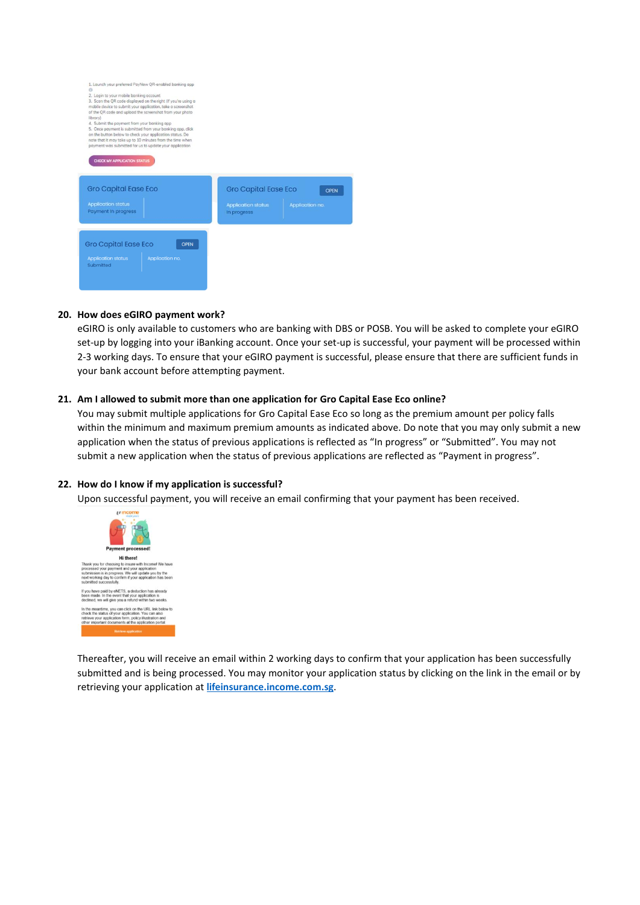20. **How does eGIRO payment work?**
eGIRO is only available to customers who are banking with DBS or POSB. You will be asked to complete your eGIRO set-up by logging into your iBanking account. Once your set-up is successful, your payment will be processed within 2-3 working days. To ensure that your eGIRO payment is successful, please ensure that there are sufficient funds in your bank account before attempting payment.

21. **Am I allowed to submit more than one application for Gro Capital Ease Eco online?**
You may submit multiple applications for Gro Capital Ease Eco so long as the premium amount per policy falls within the minimum and maximum premium amounts as indicated above. Do note that you may only submit a new application when the status of previous applications is reflected as "In progress" or "Submitted". You may not submit a new application when the status of previous applications are reflected as "Payment in progress".

22. **How do I know if my application is successful?**
Upon successful payment, you will receive an email confirming that your payment has been received.

Thereafter, you will receive an email within 2 working days to confirm that your application has been successfully submitted and is being processed. You may monitor your application status by clicking on the link in the email or by retrieving your application at [lifeinsurance.income.com.sg](lifeinsurance.income.com.sg).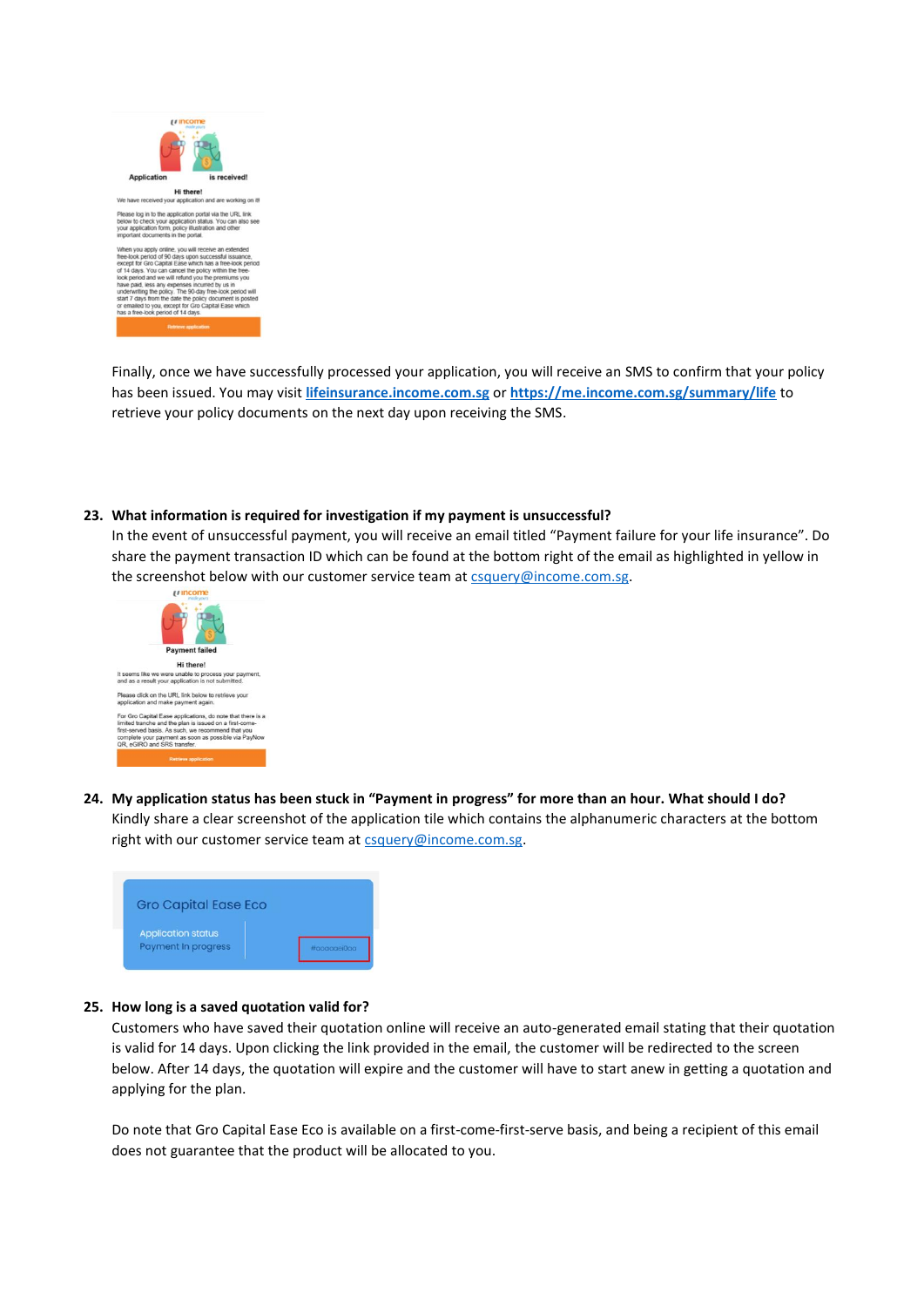Finally, once we have successfully processed your application, you will receive an SMS to confirm that your policy has been issued. You may visit **lifeinsurance.income.com.sg** or **https://me.income.com.sg/summary/life** to retrieve your policy documents on the next day upon receiving the SMS.

23. **What information is required for investigation if my payment is unsuccessful?**
    In the event of unsuccessful payment, you will receive an email titled "Payment failure for your life insurance". Do share the payment transaction ID which can be found at the bottom right of the email as highlighted in yellow in the screenshot below with our customer service team at csquery@income.com.sg.

24. **My application status has been stuck in "Payment in progress" for more than an hour. What should I do?**
    Kindly share a clear screenshot of the application tile which contains the alphanumeric characters at the bottom right with our customer service team at csquery@income.com.sg.

25. **How long is a saved quotation valid for?**
    Customers who have saved their quotation online will receive an auto-generated email stating that their quotation is valid for 14 days. Upon clicking the link provided in the email, the customer will be redirected to the screen below. After 14 days, the quotation will expire and the customer will have to start anew in getting a quotation and applying for the plan.

    Do note that Gro Capital Ease Eco is available on a first-come-first-serve basis, and being a recipient of this email does not guarantee that the product will be allocated to you.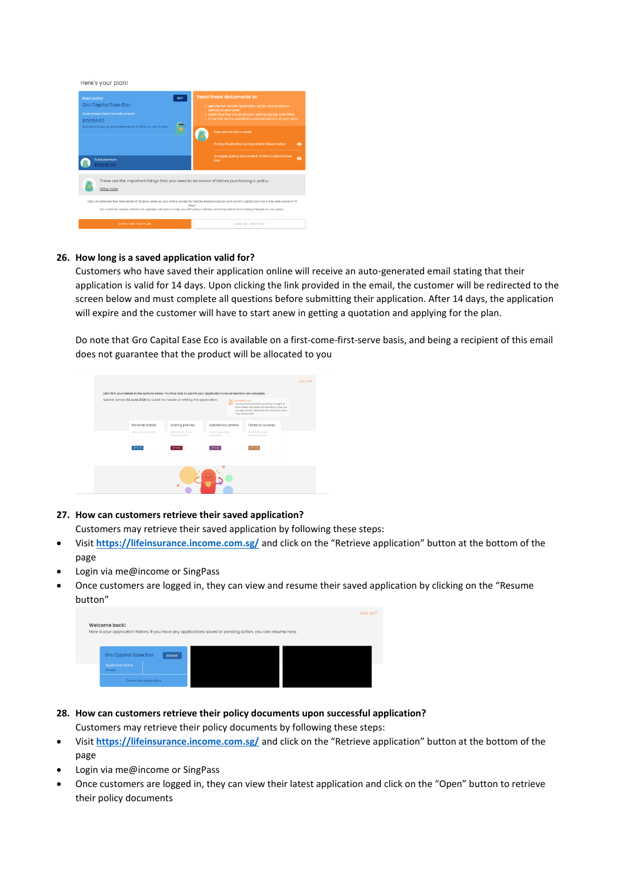26. **How long is a saved application valid for?**

Customers who have saved their application online will receive an auto-generated email stating that their application is valid for 14 days. Upon clicking the link provided in the email, the customer will be redirected to the screen below and must complete all questions before submitting their application. After 14 days, the application will expire and the customer will have to start anew in getting a quotation and applying for the plan.

Do note that Gro Capital Ease Eco is available on a first-come-first-serve basis, and being a recipient of this email does not guarantee that the product will be allocated to you

27. **How can customers retrieve their saved application?**

Customers may retrieve their saved application by following these steps:

- Visit [https://lifeinsurance.income.com.sg/](https://lifeinsurance.income.com.sg/) and click on the "Retrieve application" button at the bottom of the page
- Login via me@income or SingPass
- Once customers are logged in, they can view and resume their saved application by clicking on the "Resume button"

28. **How can customers retrieve their policy documents upon successful application?**

Customers may retrieve their policy documents by following these steps:

- Visit [https://lifeinsurance.income.com.sg/](https://lifeinsurance.income.com.sg/) and click on the "Retrieve application" button at the bottom of the page
- Login via me@income or SingPass
- Once customers are logged in, they can view their latest application and click on the "Open" button to retrieve their policy documents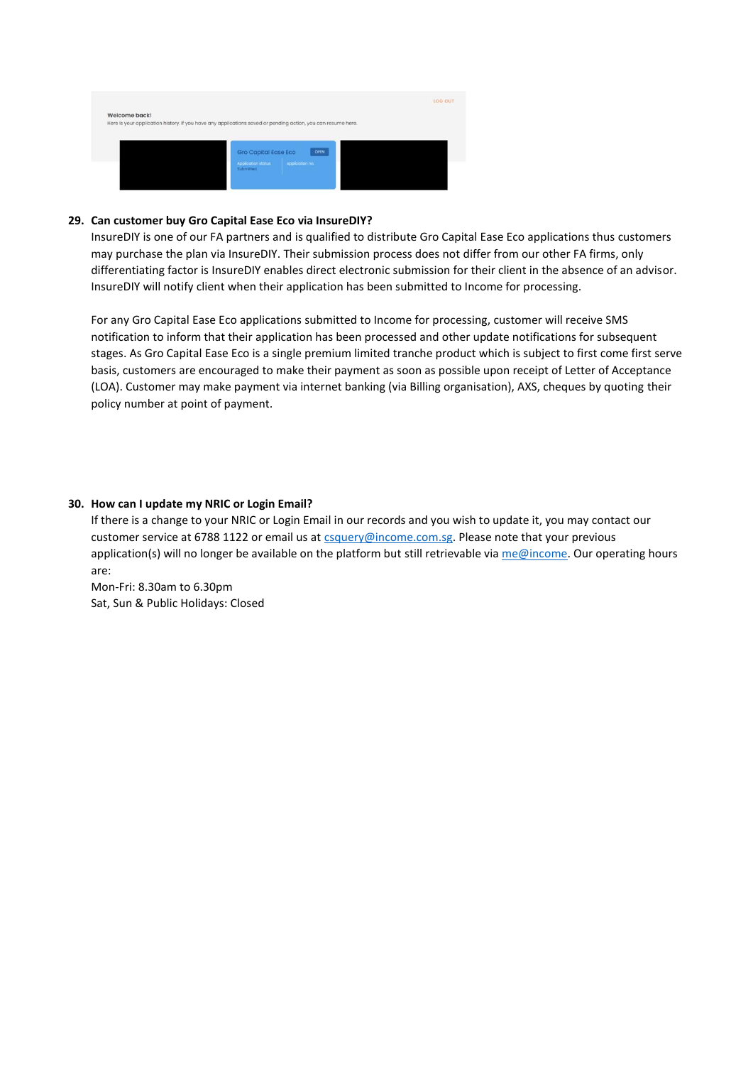29. **Can customer buy Gro Capital Ease Eco via InsureDIY?**

    InsureDIY is one of our FA partners and is qualified to distribute Gro Capital Ease Eco applications thus customers may purchase the plan via InsureDIY. Their submission process does not differ from our other FA firms, only differentiating factor is InsureDIY enables direct electronic submission for their client in the absence of an advisor. InsureDIY will notify client when their application has been submitted to Income for processing.

    For any Gro Capital Ease Eco applications submitted to Income for processing, customer will receive SMS notification to inform that their application has been processed and other update notifications for subsequent stages. As Gro Capital Ease Eco is a single premium limited tranche product which is subject to first come first serve basis, customers are encouraged to make their payment as soon as possible upon receipt of Letter of Acceptance (LOA). Customer may make payment via internet banking (via Billing organisation), AXS, cheques by quoting their policy number at point of payment.

30. **How can I update my NRIC or Login Email?**

    If there is a change to your NRIC or Login Email in our records and you wish to update it, you may contact our customer service at 6788 1122 or email us at csquery@income.com.sg. Please note that your previous application(s) will no longer be available on the platform but still retrievable via me@income. Our operating hours are:

    Mon-Fri: 8.30am to 6.30pm

    Sat, Sun & Public Holidays: Closed